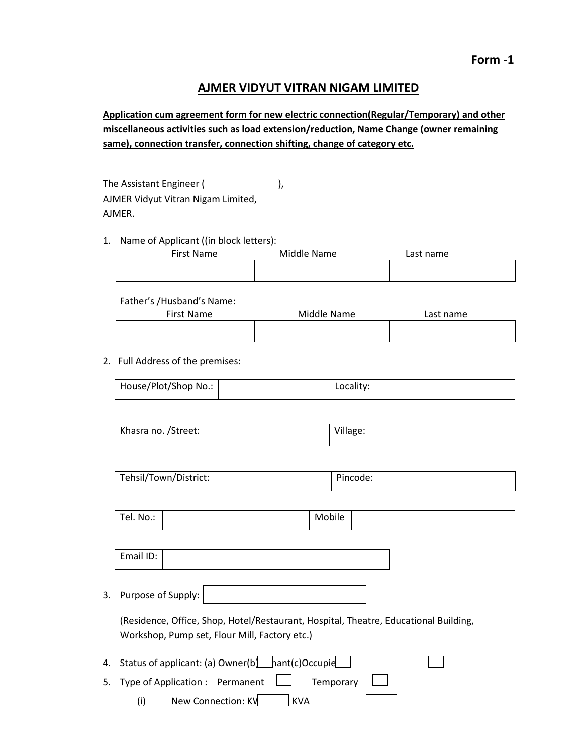**Form -1**

# AJMER VIDYUT VITRAN NIGAM LIMITED

**Application cum agreement form for new electric connection(Regular/Temporary) and other miscellaneous activities such as load extension/reduction, Name Change (owner remaining same), connection transfer, connection shifting, change of category etc.**

The Assistant Engineer ( ),
AJMER Vidyut Vitran Nigam Limited,
AJMER.

1. Name of Applicant ((in block letters):

| First Name | Middle Name | Last name |
|---|---|---|
| | | |

Father's /Husband's Name:

| First Name | Middle Name | Last name |
|---|---|---|
| | | |

2. Full Address of the premises:

| House/Plot/Shop No.: | | Locality: | |
|---|---|---|---|

| Khasra no. /Street: | | Village: | |
|---|---|---|---|

| Tehsil/Town/District: | | Pincode: | |
|---|---|---|---|

| Tel. No.: | | Mobile | |
|---|---|---|---|

| Email ID: | |
|---|---|

3. Purpose of Supply: ☐

(Residence, Office, Shop, Hotel/Restaurant, Hospital, Theatre, Educational Building, Workshop, Pump set, Flour Mill, Factory etc.)

4. Status of applicant: (a) Owner(b) ☐ hant(c)Occupie ☐ ☐
5. Type of Application : Permanent ☐ Temporary ☐
   (i) New Connection: KV ☐ KVA ☐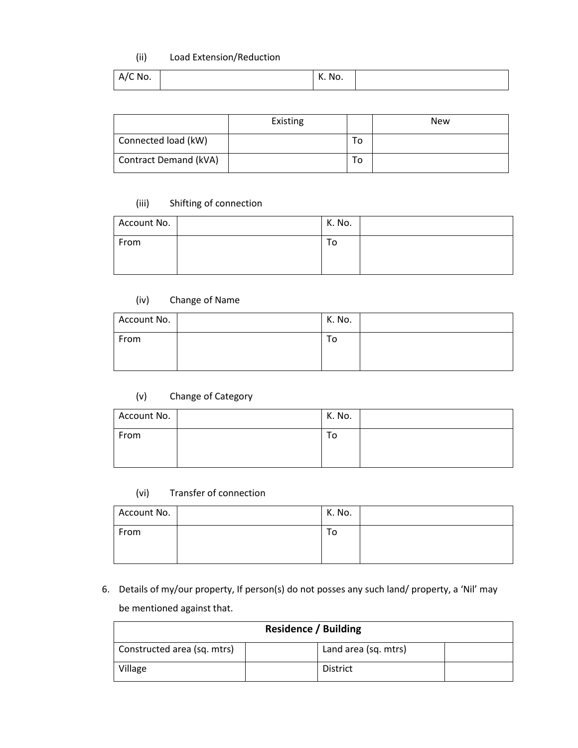(ii) Load Extension/Reduction

| A/C No. | | K. No. | |
|---|---|---|---|

| | Existing | | New |
|---|---|---|---|
| Connected load (kW) | | To | |
| Contract Demand (kVA) | | To | |

(iii) Shifting of connection

| Account No. | | K. No. | |
|---|---|---|---|
| From | | To | |

(iv) Change of Name

| Account No. | | K. No. | |
|---|---|---|---|
| From | | To | |

(v) Change of Category

| Account No. | | K. No. | |
|---|---|---|---|
| From | | To | |

(vi) Transfer of connection

| Account No. | | K. No. | |
|---|---|---|---|
| From | | To | |

6. Details of my/our property, If person(s) do not posses any such land/ property, a 'Nil' may be mentioned against that.

| **Residence / Building** | | | |
|---|---|---|---|
| Constructed area (sq. mtrs) | | Land area (sq. mtrs) | |
| Village | | District | |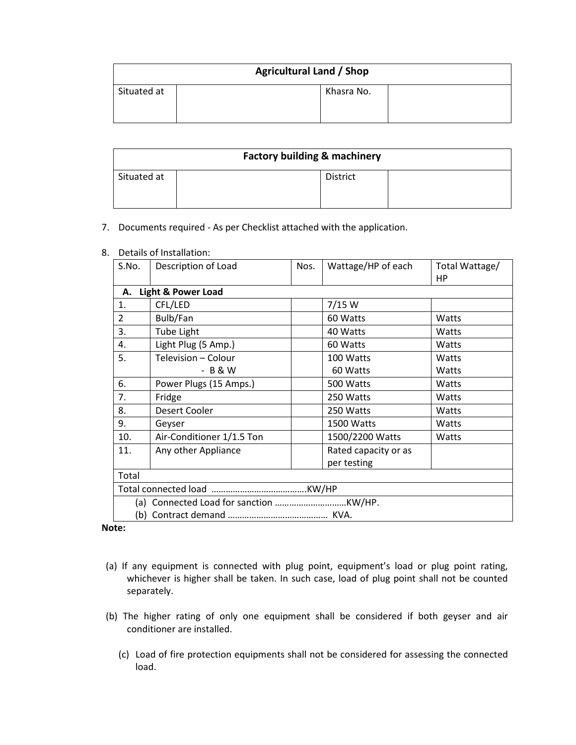| Agricultural Land / Shop | | | |
|---|---|---|---|
| Situated at | | Khasra No. | |

| Factory building & machinery | | | |
|---|---|---|---|
| Situated at | | District | |

7. Documents required - As per Checklist attached with the application.

8. Details of Installation:

| S.No. | Description of Load | Nos. | Wattage/HP of each | Total Wattage/ HP |
|---|---|---|---|---|
| **A. Light & Power Load** | | | | |
| 1. | CFL/LED | | 7/15 W | |
| 2 | Bulb/Fan | | 60 Watts | Watts |
| 3. | Tube Light | | 40 Watts | Watts |
| 4. | Light Plug (5 Amp.) | | 60 Watts | Watts |
| 5. | Television – Colour<br>- B & W | | 100 Watts<br>60 Watts | Watts<br>Watts |
| 6. | Power Plugs (15 Amps.) | | 500 Watts | Watts |
| 7. | Fridge | | 250 Watts | Watts |
| 8. | Desert Cooler | | 250 Watts | Watts |
| 9. | Geyser | | 1500 Watts | Watts |
| 10. | Air-Conditioner 1/1.5 Ton | | 1500/2200 Watts | Watts |
| 11. | Any other Appliance | | Rated capacity or as per testing | |
| Total | | | | |
| Total connected load …………………………………KW/HP | | | | |
| (a) Connected Load for sanction …………………………KW/HP.<br>(b) Contract demand …………………………………… KVA. | | | | |

**Note:**

(a) If any equipment is connected with plug point, equipment's load or plug point rating, whichever is higher shall be taken. In such case, load of plug point shall not be counted separately.

(b) The higher rating of only one equipment shall be considered if both geyser and air conditioner are installed.

(c) Load of fire protection equipments shall not be considered for assessing the connected load.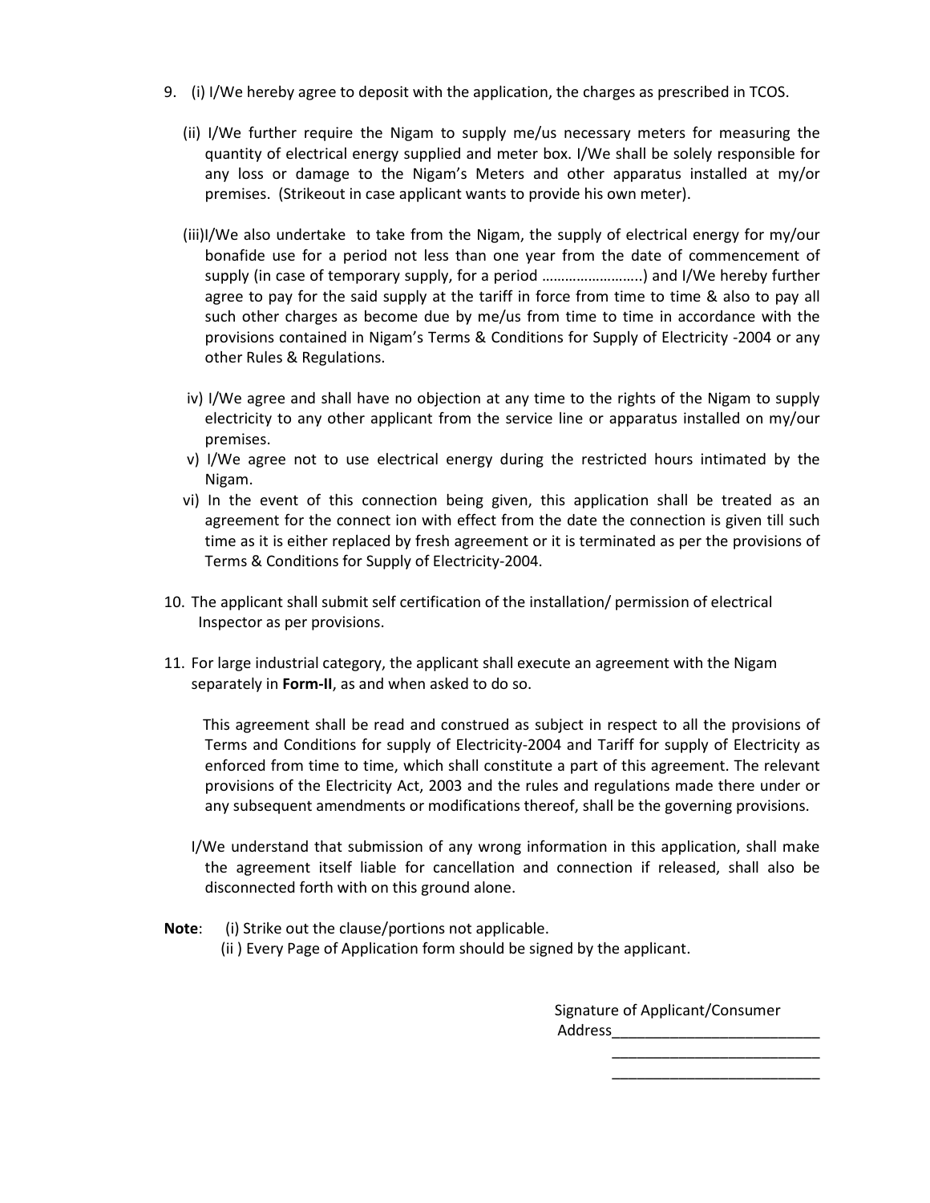9. (i) I/We hereby agree to deposit with the application, the charges as prescribed in TCOS.

   (ii) I/We further require the Nigam to supply me/us necessary meters for measuring the quantity of electrical energy supplied and meter box. I/We shall be solely responsible for any loss or damage to the Nigam's Meters and other apparatus installed at my/or premises. (Strikeout in case applicant wants to provide his own meter).

   (iii)I/We also undertake to take from the Nigam, the supply of electrical energy for my/our bonafide use for a period not less than one year from the date of commencement of supply (in case of temporary supply, for a period ……………………..) and I/We hereby further agree to pay for the said supply at the tariff in force from time to time & also to pay all such other charges as become due by me/us from time to time in accordance with the provisions contained in Nigam's Terms & Conditions for Supply of Electricity -2004 or any other Rules & Regulations.

   iv) I/We agree and shall have no objection at any time to the rights of the Nigam to supply electricity to any other applicant from the service line or apparatus installed on my/our premises.

   v) I/We agree not to use electrical energy during the restricted hours intimated by the Nigam.

   vi) In the event of this connection being given, this application shall be treated as an agreement for the connect ion with effect from the date the connection is given till such time as it is either replaced by fresh agreement or it is terminated as per the provisions of Terms & Conditions for Supply of Electricity-2004.

10. The applicant shall submit self certification of the installation/ permission of electrical Inspector as per provisions.

11. For large industrial category, the applicant shall execute an agreement with the Nigam separately in **Form-II**, as and when asked to do so.

    This agreement shall be read and construed as subject in respect to all the provisions of Terms and Conditions for supply of Electricity-2004 and Tariff for supply of Electricity as enforced from time to time, which shall constitute a part of this agreement. The relevant provisions of the Electricity Act, 2003 and the rules and regulations made there under or any subsequent amendments or modifications thereof, shall be the governing provisions.

    I/We understand that submission of any wrong information in this application, shall make the agreement itself liable for cancellation and connection if released, shall also be disconnected forth with on this ground alone.

**Note**: (i) Strike out the clause/portions not applicable.
(ii ) Every Page of Application form should be signed by the applicant.

Signature of Applicant/Consumer
Address_________________________
_________________________
_________________________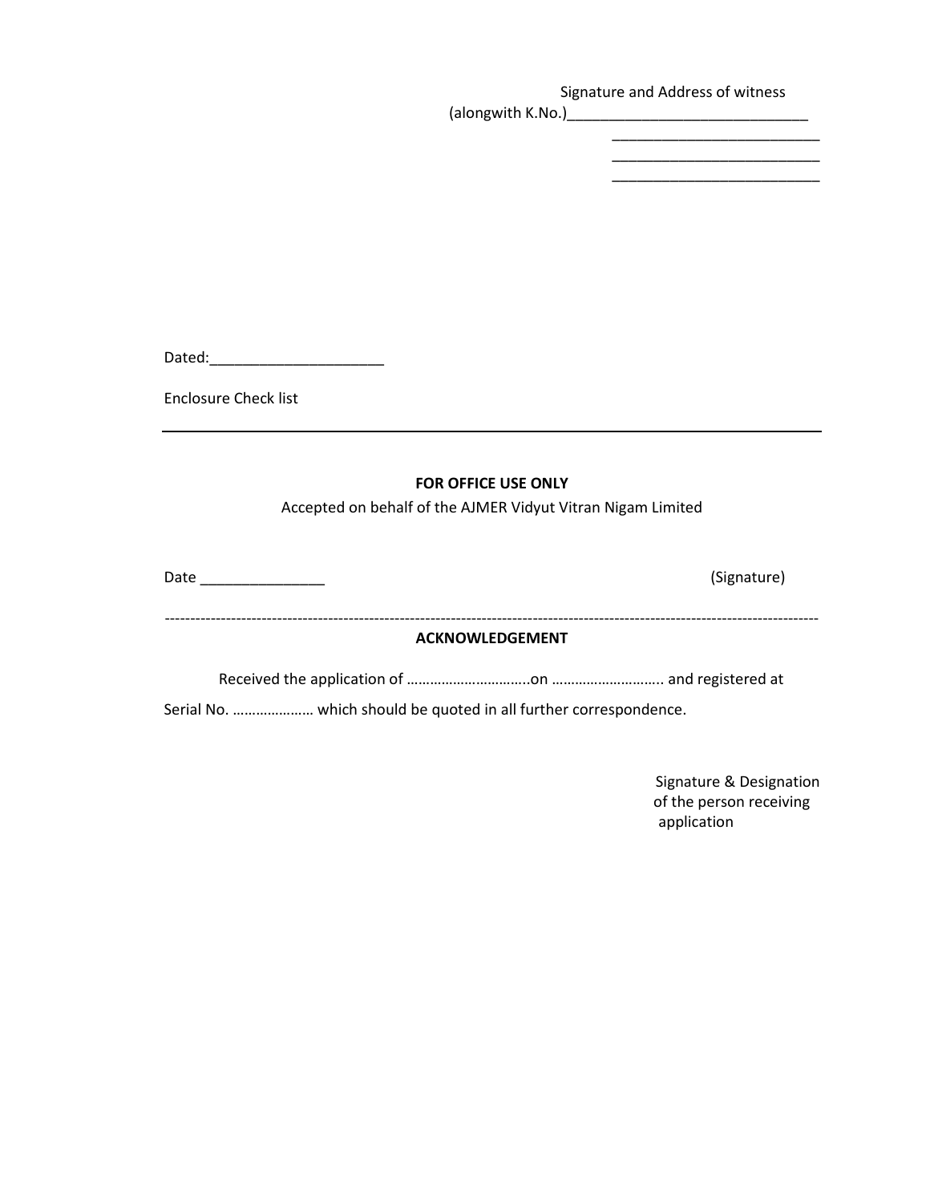Signature and Address of witness
(alongwith K.No.)______________________________
__________________________
__________________________
__________________________

Dated:_____________________

Enclosure Check list

---

**FOR OFFICE USE ONLY**

Accepted on behalf of the AJMER Vidyut Vitran Nigam Limited

Date _______________ (Signature)

---

**ACKNOWLEDGEMENT**

Received the application of …………………………..on ……………………….. and registered at Serial No. ………………… which should be quoted in all further correspondence.

Signature & Designation
of the person receiving
application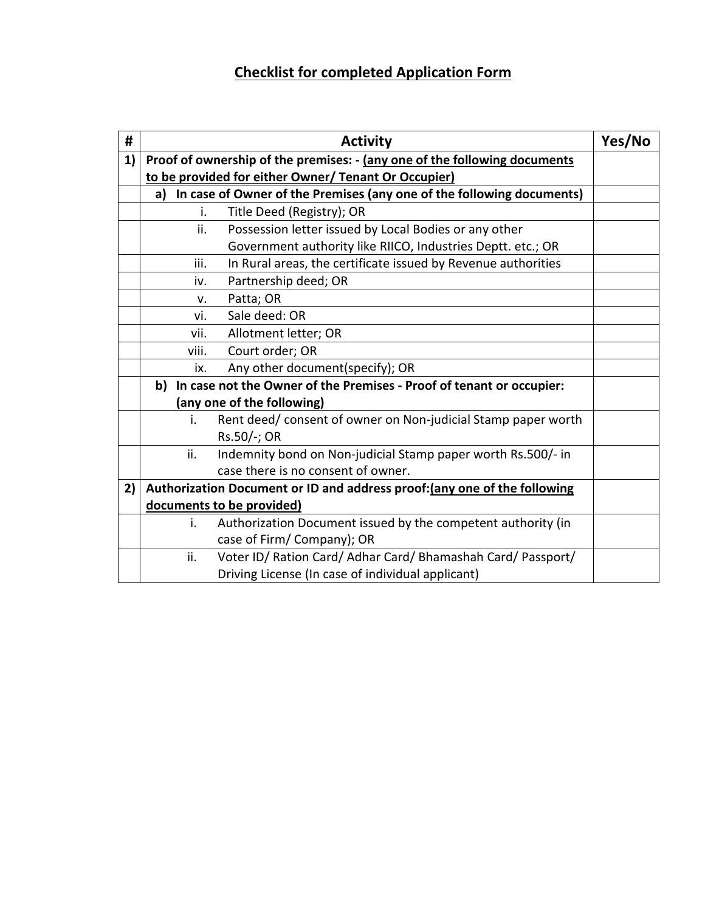## Checklist for completed Application Form

| # | Activity | Yes/No |
|---|---|---|
| 1) | **Proof of ownership of the premises: - <u>(any one of the following documents to be provided for either Owner/ Tenant Or Occupier)</u>** | |
| | **a) In case of Owner of the Premises (any one of the following documents)** | |
| | i. Title Deed (Registry); OR | |
| | ii. Possession letter issued by Local Bodies or any other Government authority like RIICO, Industries Deptt. etc.; OR | |
| | iii. In Rural areas, the certificate issued by Revenue authorities | |
| | iv. Partnership deed; OR | |
| | v. Patta; OR | |
| | vi. Sale deed: OR | |
| | vii. Allotment letter; OR | |
| | viii. Court order; OR | |
| | ix. Any other document(specify); OR | |
| | **b) In case not the Owner of the Premises - Proof of tenant or occupier: (any one of the following)** | |
| | i. Rent deed/ consent of owner on Non-judicial Stamp paper worth Rs.50/-; OR | |
| | ii. Indemnity bond on Non-judicial Stamp paper worth Rs.500/- in case there is no consent of owner. | |
| 2) | **Authorization Document or ID and address proof:<u>(any one of the following documents to be provided)</u>** | |
| | i. Authorization Document issued by the competent authority (in case of Firm/ Company); OR | |
| | ii. Voter ID/ Ration Card/ Adhar Card/ Bhamashah Card/ Passport/ Driving License (In case of individual applicant) | |